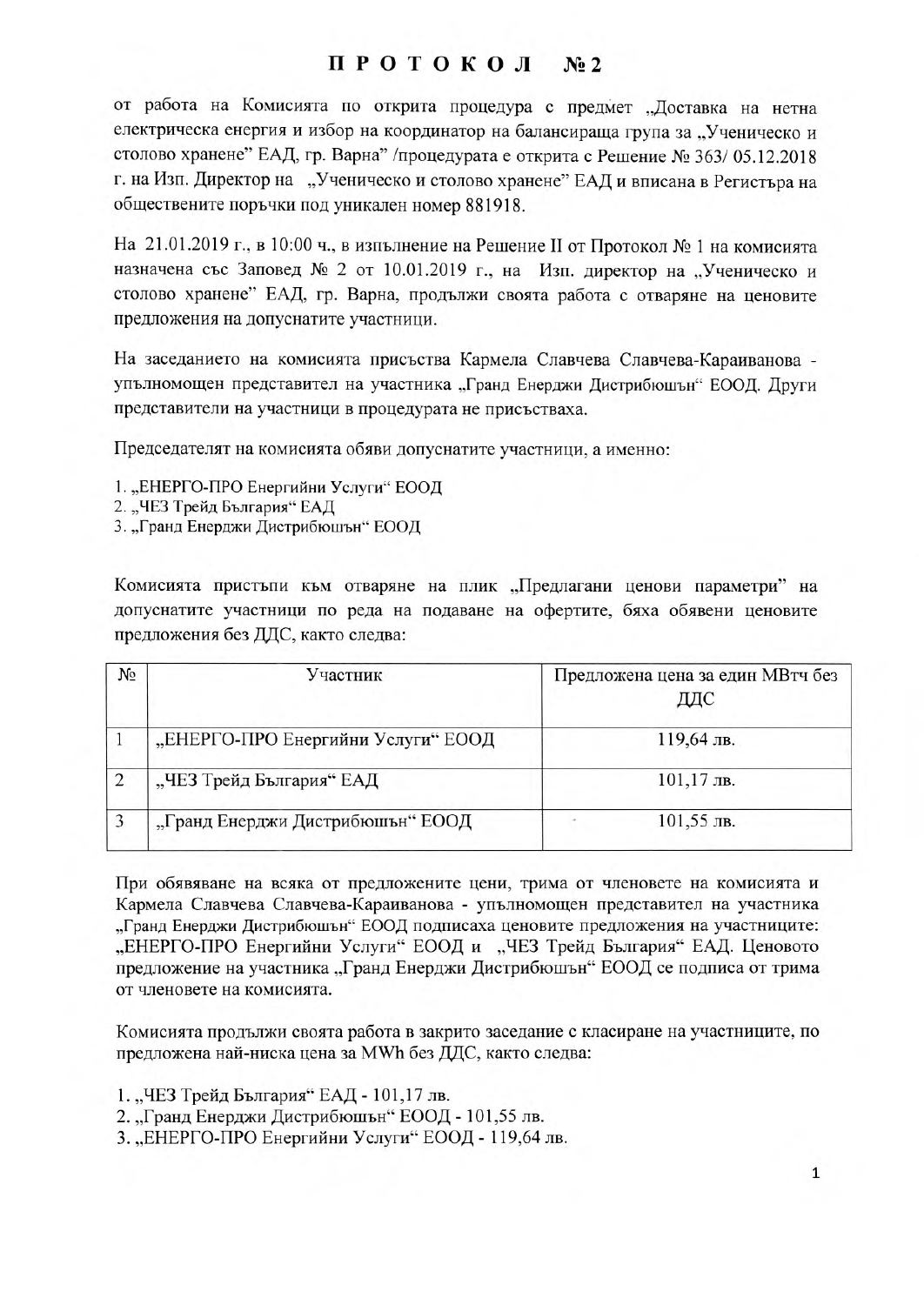# ПРОТОКОЛ №2

от работа на Комисията по открита процедура с предмет „Доставка на нетна електрическа енергия и избор на координатор на балансираща група за „Ученическо и столово хранене" ЕАД, гр. Варна" /процедурата е открита с Решение № 363/ 05.12.2018 г. на Изп. Директор на „Ученическо и столово хранене" ЕАД и вписана в Регистъра на обществените поръчки под уникален номер 881918.

На 21.01.2019 г., в 10:00 ч., в изпълнение на Решение II от Протокол № 1 на комисията назначена със Заповед № 2 от 10.01.2019 г., на Изп. директор на „Ученическо и столово хранене" ЕАД, гр. Варна, продължи своята работа с отваряне на ценовите предложения на допуснатите участници.

На заседанието на комисията присъства Кармела Славчева Славчева-Караиванова - упълномощен представител на участника „Гранд Енерджи Дистрибюшън" ЕООД. Други представители на участници в процедурата не присъстваха.

Председателят на комисията обяви допуснатите участници, а именно:

1. „ЕНЕРГО-ПРО Енергийни Услуги" ЕООД
2. „ЧЕЗ Трейд България" ЕАД
3. „Гранд Енерджи Дистрибюшън" ЕООД

Комисията пристъпи към отваряне на плик „Предлагани ценови параметри" на допуснатите участници по реда на подаване на офертите, бяха обявени ценовите предложения без ДДС, както следва:

| № | Участник | Предложена цена за един МВтч без ДДС |
|---|---|---|
| 1 | „ЕНЕРГО-ПРО Енергийни Услуги" ЕООД | 119,64 лв. |
| 2 | „ЧЕЗ Трейд България" ЕАД | 101,17 лв. |
| 3 | „Гранд Енерджи Дистрибюшън" ЕООД | 101,55 лв. |

При обявяване на всяка от предложените цени, трима от членовете на комисията и Кармела Славчева Славчева-Караиванова - упълномощен представител на участника „Гранд Енерджи Дистрибюшън" ЕООД подписаха ценовите предложения на участниците: „ЕНЕРГО-ПРО Енергийни Услуги" ЕООД и „ЧЕЗ Трейд България" ЕАД. Ценовото предложение на участника „Гранд Енерджи Дистрибюшън" ЕООД се подписа от трима от членовете на комисията.

Комисията продължи своята работа в закрито заседание с класиране на участниците, по предложена най-ниска цена за MWh без ДДС, както следва:

1. „ЧЕЗ Трейд България" ЕАД - 101,17 лв.
2. „Гранд Енерджи Дистрибюшън" ЕООД - 101,55 лв.
3. „ЕНЕРГО-ПРО Енергийни Услуги" ЕООД - 119,64 лв.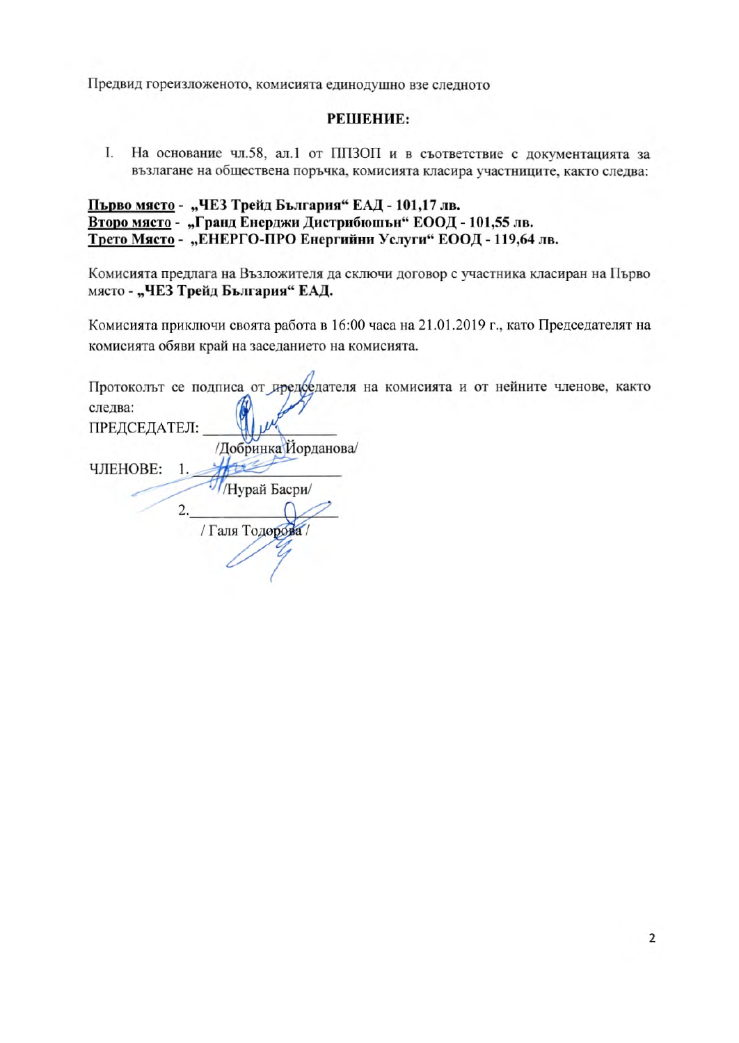Предвид гореизложеното, комисията единодушно взе следното

**РЕШЕНИЕ:**

I. На основание чл.58, ал.1 от ППЗОП и в съответствие с документацията за възлагане на обществена поръчка, комисията класира участниците, както следва:

**Първо място - „ЧЕЗ Трейд България“ ЕАД - 101,17 лв.**
**Второ място - „Гранд Енерджи Дистрибюшън“ ЕООД - 101,55 лв.**
**Трето Място - „ЕНЕРГО-ПРО Енергийни Услуги“ ЕООД - 119,64 лв.**

Комисията предлага на Възложителя да сключи договор с участника класиран на Първо място - **„ЧЕЗ Трейд България“ ЕАД.**

Комисията приключи своята работа в 16:00 часа на 21.01.2019 г., като Председателят на комисията обяви край на заседанието на комисията.

Протоколът се подписа от председателя на комисията и от нейните членове, както следва:

ПРЕДСЕДАТЕЛ: ____________
/Добринка Йорданова/

ЧЛЕНОВЕ: 1. ____________
/Нурай Басри/

2. ____________
/ Галя Тодорова /